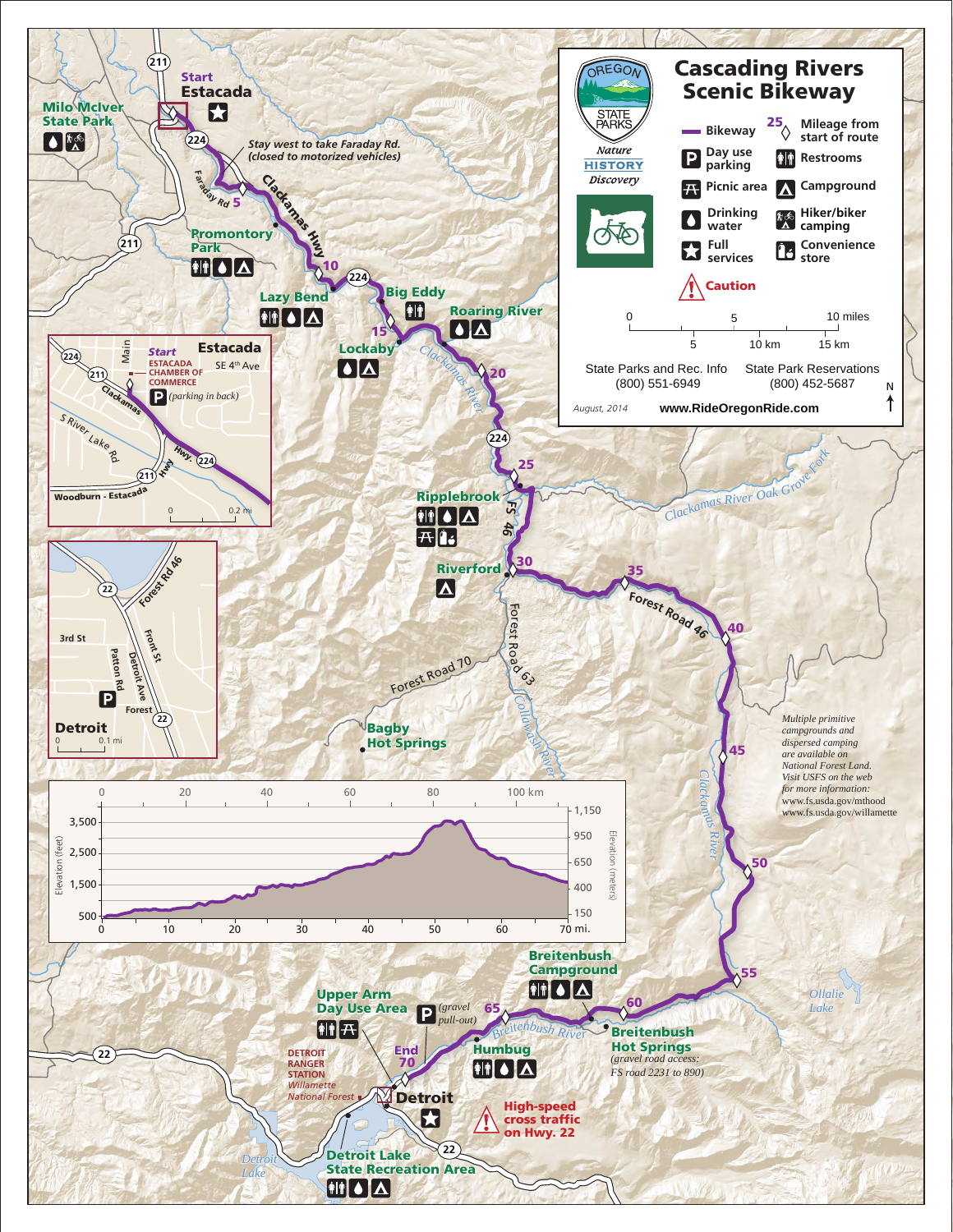# Cascading Rivers Scenic Bikeway

OREGON STATE PARKS — Nature · HISTORY · Discovery

**Legend**

- Bikeway
- 25 — Mileage from start of route
- P — Day use parking
- Restrooms
- Picnic area
- Campground
- Drinking water
- Hiker/biker camping
- Full services
- Convenience store
- Caution

Scale: 0 – 5 – 10 miles; 5 – 10 km – 15 km

State Parks and Rec. Info (800) 551-6949

State Park Reservations (800) 452-5687

*August, 2014*

**www.RideOregonRide.com**

**Start — Estacada**

Milo McIver State Park

*Stay west to take Faraday Rd. (closed to motorized vehicles)*

Promontory Park

Lazy Bend

Big Eddy

Lockaby

Roaring River

Ripplebrook

Riverford

Bagby Hot Springs

Breitenbush Campground

Breitenbush Hot Springs *(gravel road access: FS road 2231 to 890)*

Humbug

Upper Arm Day Use Area — P *(gravel pull-out)*

**End 70 — Detroit**

DETROIT RANGER STATION *Willamette National Forest*

Detroit Lake State Recreation Area

**High-speed cross traffic on Hwy. 22**

*Multiple primitive campgrounds and dispersed camping are available on National Forest Land. Visit USFS on the web for more information: www.fs.usda.gov/mthood www.fs.usda.gov/willamette*

**Estacada inset:** Start — ESTACADA CHAMBER OF COMMERCE — P *(parking in back)*

**Detroit inset:** Start — P

Elevation profile: Elevation (feet) 500–3,500; Elevation (meters) 150–1,150; Distance 0–70 mi. / 0–100 km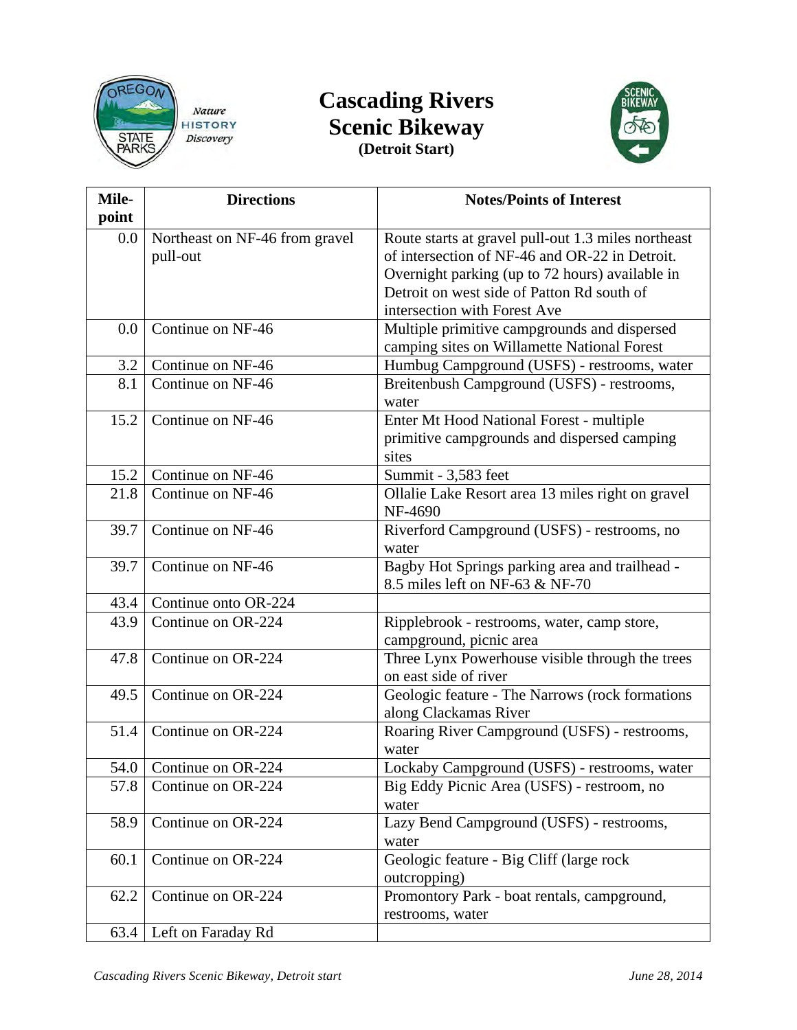# Cascading Rivers Scenic Bikeway

**(Detroit Start)**

| Mile-point | Directions | Notes/Points of Interest |
|---|---|---|
| 0.0 | Northeast on NF-46 from gravel pull-out | Route starts at gravel pull-out 1.3 miles northeast of intersection of NF-46 and OR-22 in Detroit. Overnight parking (up to 72 hours) available in Detroit on west side of Patton Rd south of intersection with Forest Ave |
| 0.0 | Continue on NF-46 | Multiple primitive campgrounds and dispersed camping sites on Willamette National Forest |
| 3.2 | Continue on NF-46 | Humbug Campground (USFS) - restrooms, water |
| 8.1 | Continue on NF-46 | Breitenbush Campground (USFS) - restrooms, water |
| 15.2 | Continue on NF-46 | Enter Mt Hood National Forest - multiple primitive campgrounds and dispersed camping sites |
| 15.2 | Continue on NF-46 | Summit - 3,583 feet |
| 21.8 | Continue on NF-46 | Ollalie Lake Resort area 13 miles right on gravel NF-4690 |
| 39.7 | Continue on NF-46 | Riverford Campground (USFS) - restrooms, no water |
| 39.7 | Continue on NF-46 | Bagby Hot Springs parking area and trailhead - 8.5 miles left on NF-63 & NF-70 |
| 43.4 | Continue onto OR-224 | |
| 43.9 | Continue on OR-224 | Ripplebrook - restrooms, water, camp store, campground, picnic area |
| 47.8 | Continue on OR-224 | Three Lynx Powerhouse visible through the trees on east side of river |
| 49.5 | Continue on OR-224 | Geologic feature - The Narrows (rock formations along Clackamas River |
| 51.4 | Continue on OR-224 | Roaring River Campground (USFS) - restrooms, water |
| 54.0 | Continue on OR-224 | Lockaby Campground (USFS) - restrooms, water |
| 57.8 | Continue on OR-224 | Big Eddy Picnic Area (USFS) - restroom, no water |
| 58.9 | Continue on OR-224 | Lazy Bend Campground (USFS) - restrooms, water |
| 60.1 | Continue on OR-224 | Geologic feature - Big Cliff (large rock outcropping) |
| 62.2 | Continue on OR-224 | Promontory Park - boat rentals, campground, restrooms, water |
| 63.4 | Left on Faraday Rd | |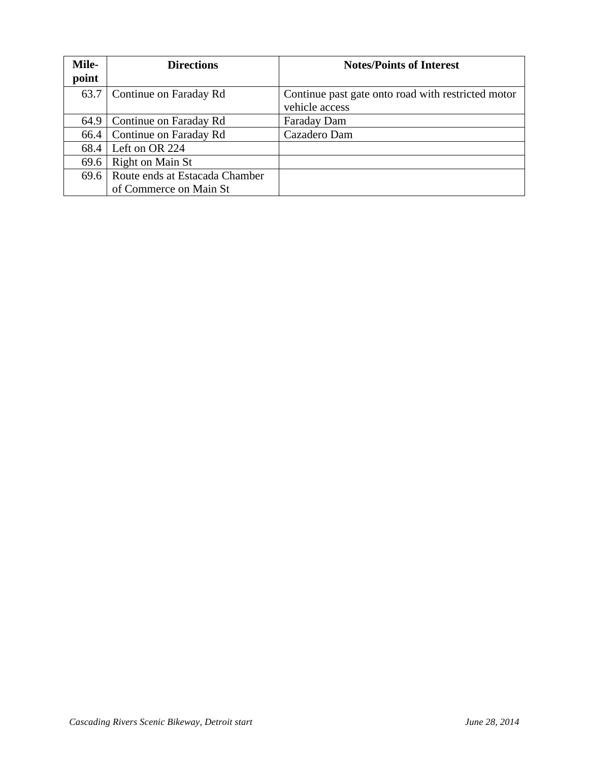| Mile-point | Directions | Notes/Points of Interest |
| --- | --- | --- |
| 63.7 | Continue on Faraday Rd | Continue past gate onto road with restricted motor vehicle access |
| 64.9 | Continue on Faraday Rd | Faraday Dam |
| 66.4 | Continue on Faraday Rd | Cazadero Dam |
| 68.4 | Left on OR 224 | |
| 69.6 | Right on Main St | |
| 69.6 | Route ends at Estacada Chamber of Commerce on Main St | |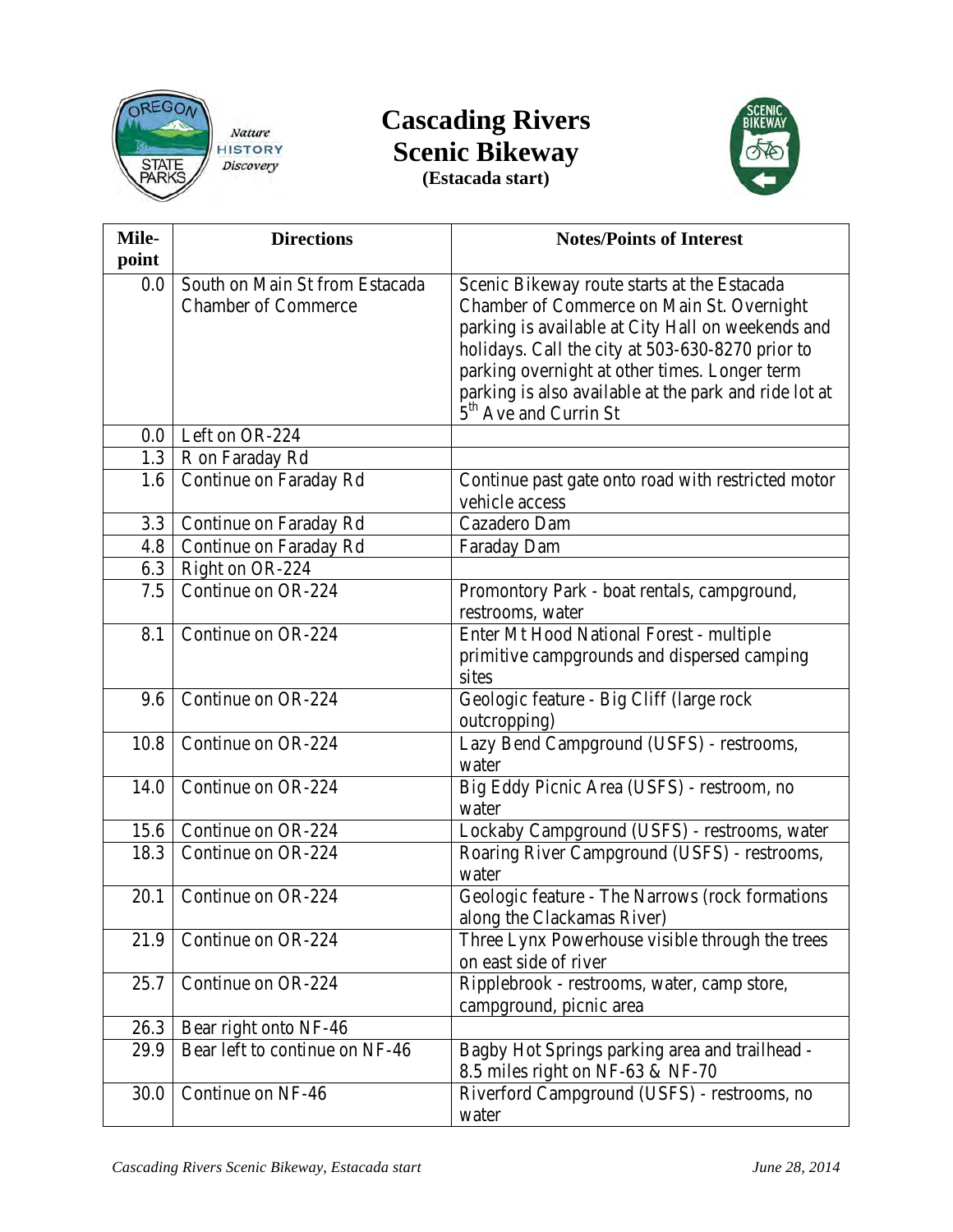# Cascading Rivers Scenic Bikeway

**(Estacada start)**

| Mile-point | Directions | Notes/Points of Interest |
|---|---|---|
| 0.0 | South on Main St from Estacada Chamber of Commerce | Scenic Bikeway route starts at the Estacada Chamber of Commerce on Main St. Overnight parking is available at City Hall on weekends and holidays. Call the city at 503-630-8270 prior to parking overnight at other times. Longer term parking is also available at the park and ride lot at 5th Ave and Currin St |
| 0.0 | Left on OR-224 | |
| 1.3 | R on Faraday Rd | |
| 1.6 | Continue on Faraday Rd | Continue past gate onto road with restricted motor vehicle access |
| 3.3 | Continue on Faraday Rd | Cazadero Dam |
| 4.8 | Continue on Faraday Rd | Faraday Dam |
| 6.3 | Right on OR-224 | |
| 7.5 | Continue on OR-224 | Promontory Park - boat rentals, campground, restrooms, water |
| 8.1 | Continue on OR-224 | Enter Mt Hood National Forest - multiple primitive campgrounds and dispersed camping sites |
| 9.6 | Continue on OR-224 | Geologic feature - Big Cliff (large rock outcropping) |
| 10.8 | Continue on OR-224 | Lazy Bend Campground (USFS) - restrooms, water |
| 14.0 | Continue on OR-224 | Big Eddy Picnic Area (USFS) - restroom, no water |
| 15.6 | Continue on OR-224 | Lockaby Campground (USFS) - restrooms, water |
| 18.3 | Continue on OR-224 | Roaring River Campground (USFS) - restrooms, water |
| 20.1 | Continue on OR-224 | Geologic feature - The Narrows (rock formations along the Clackamas River) |
| 21.9 | Continue on OR-224 | Three Lynx Powerhouse visible through the trees on east side of river |
| 25.7 | Continue on OR-224 | Ripplebrook - restrooms, water, camp store, campground, picnic area |
| 26.3 | Bear right onto NF-46 | |
| 29.9 | Bear left to continue on NF-46 | Bagby Hot Springs parking area and trailhead - 8.5 miles right on NF-63 & NF-70 |
| 30.0 | Continue on NF-46 | Riverford Campground (USFS) - restrooms, no water |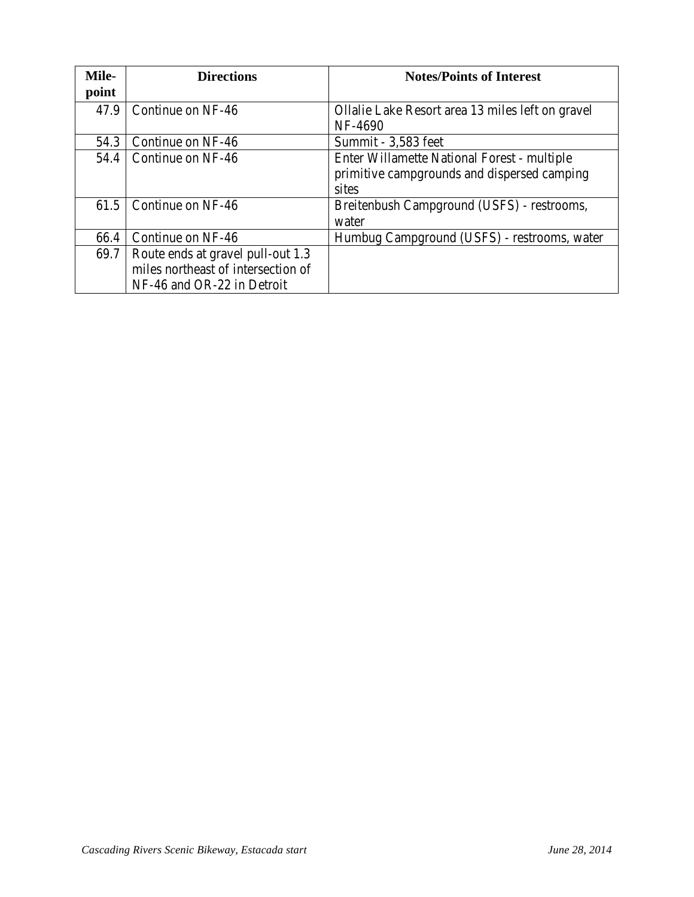| Mile-point | Directions | Notes/Points of Interest |
|---|---|---|
| 47.9 | Continue on NF-46 | Ollalie Lake Resort area 13 miles left on gravel NF-4690 |
| 54.3 | Continue on NF-46 | Summit - 3,583 feet |
| 54.4 | Continue on NF-46 | Enter Willamette National Forest - multiple primitive campgrounds and dispersed camping sites |
| 61.5 | Continue on NF-46 | Breitenbush Campground (USFS) - restrooms, water |
| 66.4 | Continue on NF-46 | Humbug Campground (USFS) - restrooms, water |
| 69.7 | Route ends at gravel pull-out 1.3 miles northeast of intersection of NF-46 and OR-22 in Detroit | |